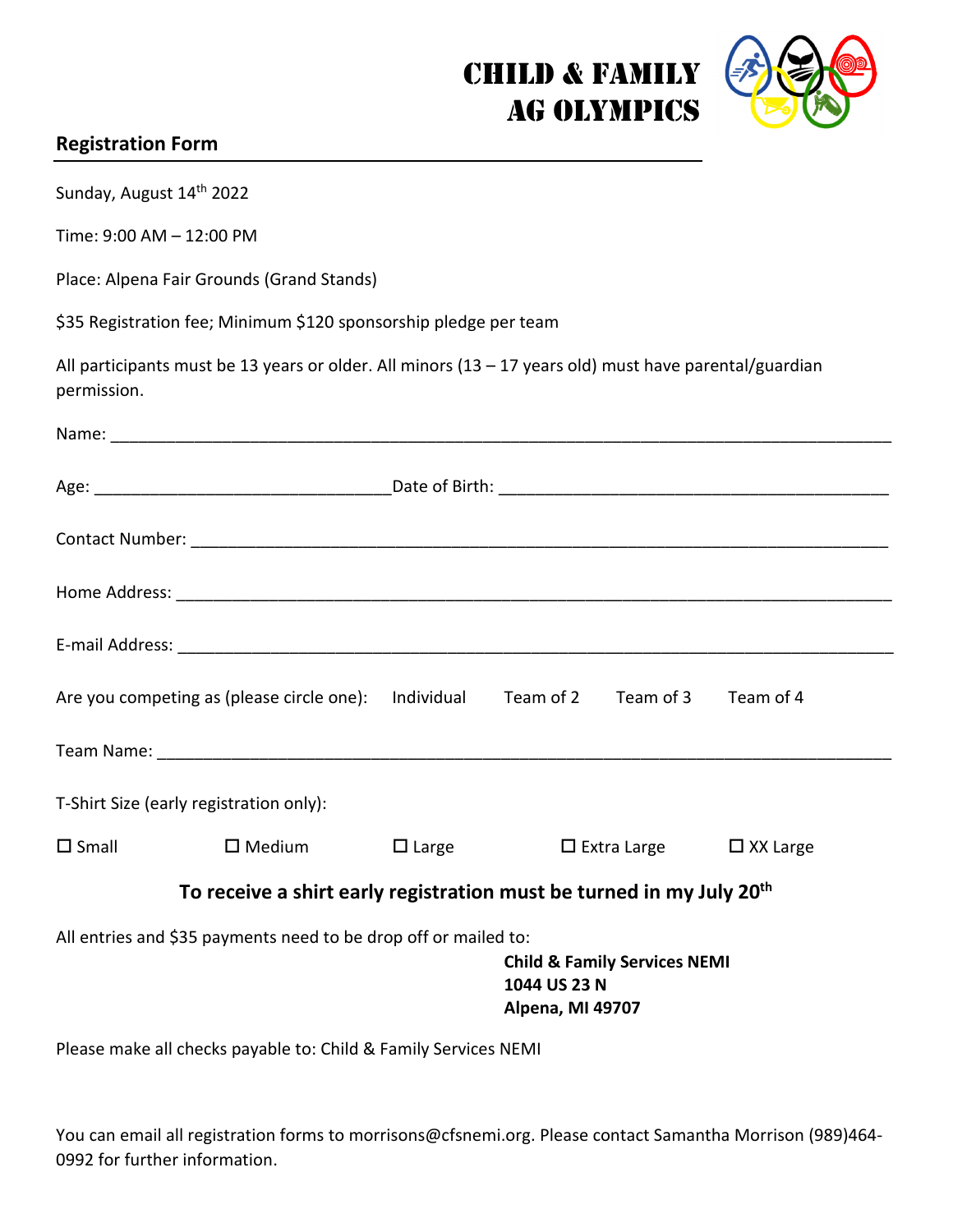# CHILD & FAMILY AG OLYMPICS

## Registration Form

Sunday, August 14th 2022

Time: 9:00 AM – 12:00 PM

Place: Alpena Fair Grounds (Grand Stands)

$35 Registration fee; Minimum $120 sponsorship pledge per team

All participants must be 13 years or older. All minors (13 – 17 years old) must have parental/guardian permission.

Name: ____________________________________________________________________________

Age: ______________________________ Date of Birth: ________________________________________

Contact Number: ____________________________________________________________________

Home Address: _____________________________________________________________________

E-mail Address: _____________________________________________________________________

Are you competing as (please circle one): Individual Team of 2 Team of 3 Team of 4

Team Name: ________________________________________________________________________

T-Shirt Size (early registration only):

☐ Small ☐ Medium ☐ Large ☐ Extra Large ☐ XX Large

**To receive a shirt early registration must be turned in my July 20th**

All entries and $35 payments need to be drop off or mailed to:

**Child & Family Services NEMI**
**1044 US 23 N**
**Alpena, MI 49707**

Please make all checks payable to: Child & Family Services NEMI

You can email all registration forms to morrisons@cfsnemi.org. Please contact Samantha Morrison (989)464-0992 for further information.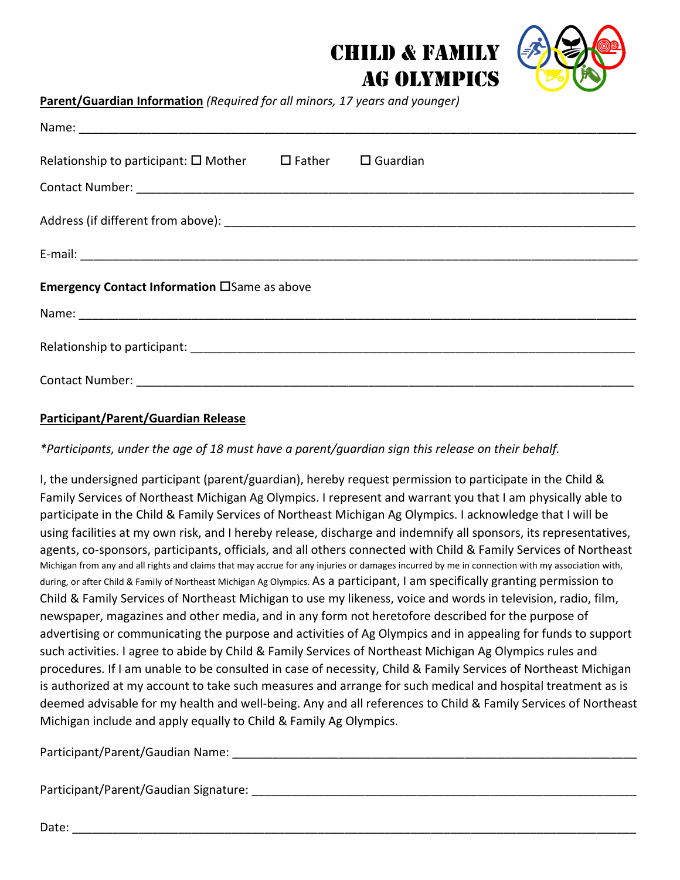# CHILD & FAMILY AG OLYMPICS

**Parent/Guardian Information** *(Required for all minors, 17 years and younger)*

Name: ___________________________________________________________________________

Relationship to participant: ☐ Mother ☐ Father ☐ Guardian

Contact Number: ______________________________________________________________________

Address (if different from above): _______________________________________________________

E-mail: ___________________________________________________________________________

**Emergency Contact Information** ☐Same as above

Name: ___________________________________________________________________________

Relationship to participant: ____________________________________________________________

Contact Number: ______________________________________________________________________

**Participant/Parent/Guardian Release**

*\*Participants, under the age of 18 must have a parent/guardian sign this release on their behalf.*

I, the undersigned participant (parent/guardian), hereby request permission to participate in the Child & Family Services of Northeast Michigan Ag Olympics. I represent and warrant you that I am physically able to participate in the Child & Family Services of Northeast Michigan Ag Olympics. I acknowledge that I will be using facilities at my own risk, and I hereby release, discharge and indemnify all sponsors, its representatives, agents, co-sponsors, participants, officials, and all others connected with Child & Family Services of Northeast Michigan from any and all rights and claims that may accrue for any injuries or damages incurred by me in connection with my association with, during, or after Child & Family of Northeast Michigan Ag Olympics. As a participant, I am specifically granting permission to Child & Family Services of Northeast Michigan to use my likeness, voice and words in television, radio, film, newspaper, magazines and other media, and in any form not heretofore described for the purpose of advertising or communicating the purpose and activities of Ag Olympics and in appealing for funds to support such activities. I agree to abide by Child & Family Services of Northeast Michigan Ag Olympics rules and procedures. If I am unable to be consulted in case of necessity, Child & Family Services of Northeast Michigan is authorized at my account to take such measures and arrange for such medical and hospital treatment as is deemed advisable for my health and well-being. Any and all references to Child & Family Services of Northeast Michigan include and apply equally to Child & Family Ag Olympics.

Participant/Parent/Gaudian Name: _______________________________________________________

Participant/Parent/Gaudian Signature: ____________________________________________________

Date: ____________________________________________________________________________